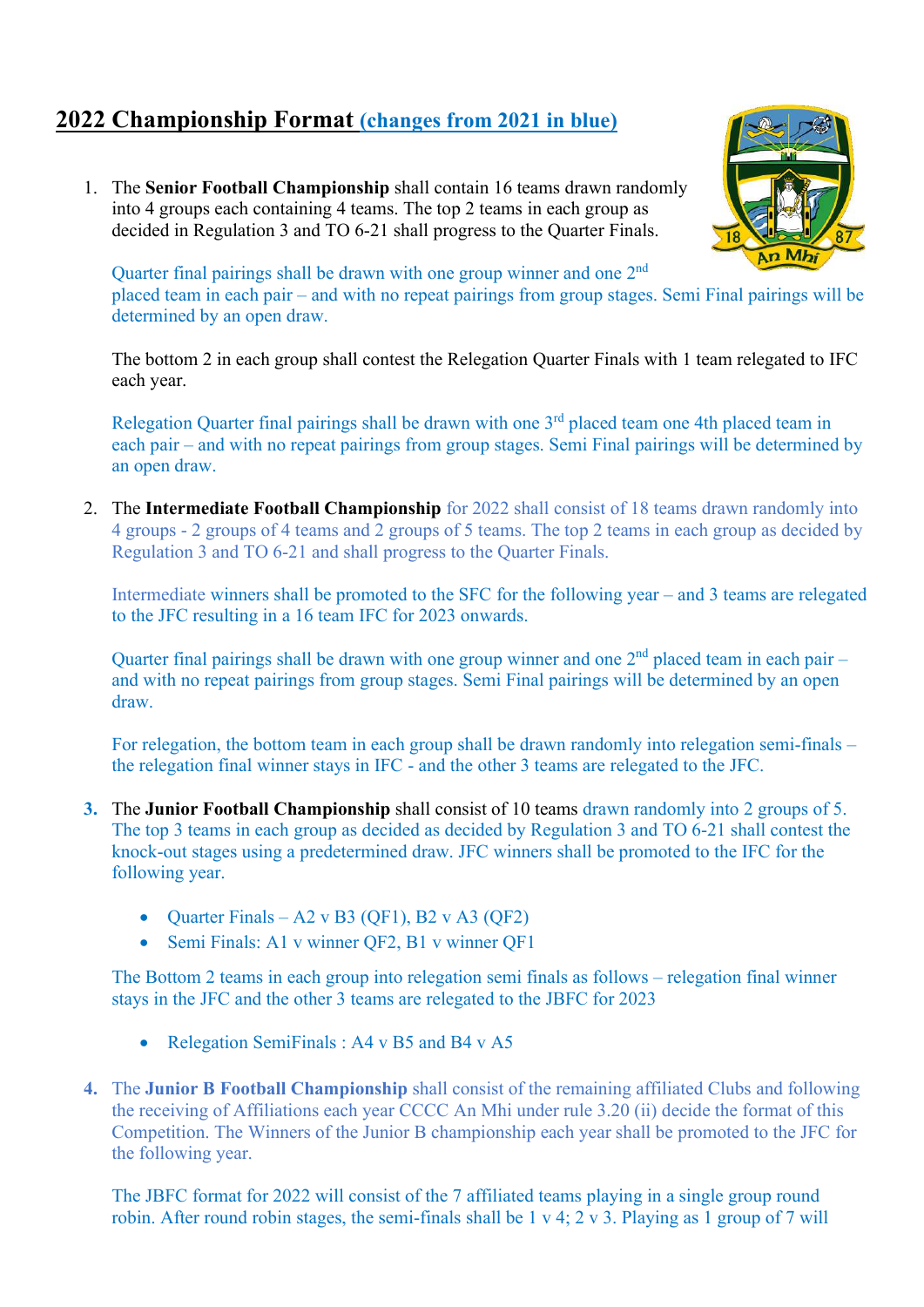# 2022 Championship Format (changes from 2021 in blue)

1. The **Senior Football Championship** shall contain 16 teams drawn randomly into 4 groups each containing 4 teams. The top 2 teams in each group as decided in Regulation 3 and TO 6-21 shall progress to the Quarter Finals.

   Quarter final pairings shall be drawn with one group winner and one 2nd placed team in each pair – and with no repeat pairings from group stages. Semi Final pairings will be determined by an open draw.

   The bottom 2 in each group shall contest the Relegation Quarter Finals with 1 team relegated to IFC each year.

   Relegation Quarter final pairings shall be drawn with one 3rd placed team one 4th placed team in each pair – and with no repeat pairings from group stages. Semi Final pairings will be determined by an open draw.

2. The **Intermediate Football Championship** for 2022 shall consist of 18 teams drawn randomly into 4 groups - 2 groups of 4 teams and 2 groups of 5 teams. The top 2 teams in each group as decided by Regulation 3 and TO 6-21 and shall progress to the Quarter Finals.

   Intermediate winners shall be promoted to the SFC for the following year – and 3 teams are relegated to the JFC resulting in a 16 team IFC for 2023 onwards.

   Quarter final pairings shall be drawn with one group winner and one 2nd placed team in each pair – and with no repeat pairings from group stages. Semi Final pairings will be determined by an open draw.

   For relegation, the bottom team in each group shall be drawn randomly into relegation semi-finals – the relegation final winner stays in IFC - and the other 3 teams are relegated to the JFC.

3. The **Junior Football Championship** shall consist of 10 teams drawn randomly into 2 groups of 5. The top 3 teams in each group as decided as decided by Regulation 3 and TO 6-21 shall contest the knock-out stages using a predetermined draw. JFC winners shall be promoted to the IFC for the following year.

   - Quarter Finals – A2 v B3 (QF1), B2 v A3 (QF2)
   - Semi Finals: A1 v winner QF2, B1 v winner QF1

   The Bottom 2 teams in each group into relegation semi finals as follows – relegation final winner stays in the JFC and the other 3 teams are relegated to the JBFC for 2023

   - Relegation SemiFinals : A4 v B5 and B4 v A5

4. The **Junior B Football Championship** shall consist of the remaining affiliated Clubs and following the receiving of Affiliations each year CCCC An Mhi under rule 3.20 (ii) decide the format of this Competition. The Winners of the Junior B championship each year shall be promoted to the JFC for the following year.

   The JBFC format for 2022 will consist of the 7 affiliated teams playing in a single group round robin. After round robin stages, the semi-finals shall be 1 v 4; 2 v 3. Playing as 1 group of 7 will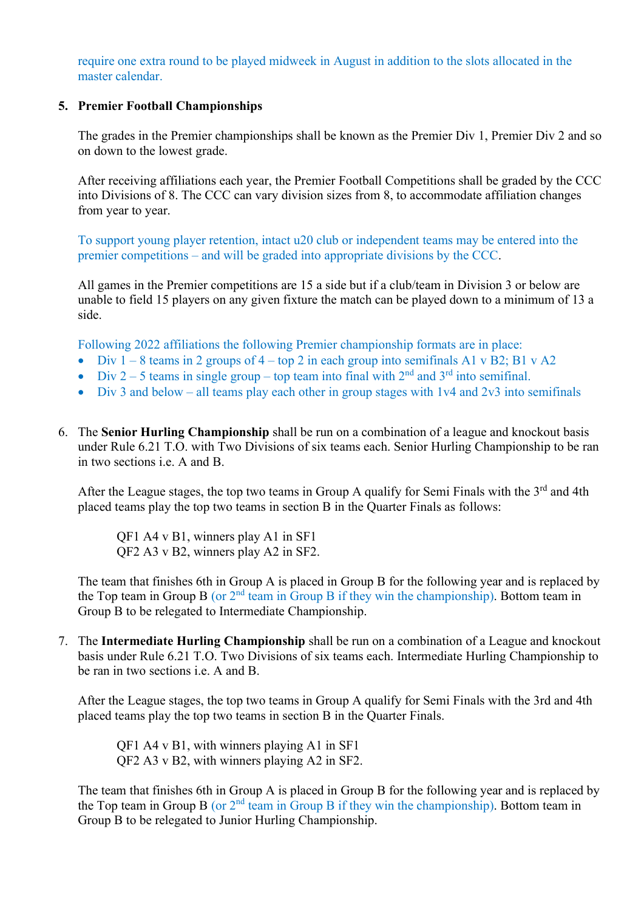require one extra round to be played midweek in August in addition to the slots allocated in the master calendar.

5. **Premier Football Championships**

   The grades in the Premier championships shall be known as the Premier Div 1, Premier Div 2 and so on down to the lowest grade.

   After receiving affiliations each year, the Premier Football Competitions shall be graded by the CCC into Divisions of 8. The CCC can vary division sizes from 8, to accommodate affiliation changes from year to year.

   To support young player retention, intact u20 club or independent teams may be entered into the premier competitions – and will be graded into appropriate divisions by the CCC.

   All games in the Premier competitions are 15 a side but if a club/team in Division 3 or below are unable to field 15 players on any given fixture the match can be played down to a minimum of 13 a side.

   Following 2022 affiliations the following Premier championship formats are in place:
   - Div 1 – 8 teams in 2 groups of 4 – top 2 in each group into semifinals A1 v B2; B1 v A2
   - Div 2 – 5 teams in single group – top team into final with 2nd and 3rd into semifinal.
   - Div 3 and below – all teams play each other in group stages with 1v4 and 2v3 into semifinals

6. The **Senior Hurling Championship** shall be run on a combination of a league and knockout basis under Rule 6.21 T.O. with Two Divisions of six teams each. Senior Hurling Championship to be ran in two sections i.e. A and B.

   After the League stages, the top two teams in Group A qualify for Semi Finals with the 3rd and 4th placed teams play the top two teams in section B in the Quarter Finals as follows:

   QF1 A4 v B1, winners play A1 in SF1
   QF2 A3 v B2, winners play A2 in SF2.

   The team that finishes 6th in Group A is placed in Group B for the following year and is replaced by the Top team in Group B (or 2nd team in Group B if they win the championship). Bottom team in Group B to be relegated to Intermediate Championship.

7. The **Intermediate Hurling Championship** shall be run on a combination of a League and knockout basis under Rule 6.21 T.O. Two Divisions of six teams each. Intermediate Hurling Championship to be ran in two sections i.e. A and B.

   After the League stages, the top two teams in Group A qualify for Semi Finals with the 3rd and 4th placed teams play the top two teams in section B in the Quarter Finals.

   QF1 A4 v B1, with winners playing A1 in SF1
   QF2 A3 v B2, with winners playing A2 in SF2.

   The team that finishes 6th in Group A is placed in Group B for the following year and is replaced by the Top team in Group B (or 2nd team in Group B if they win the championship). Bottom team in Group B to be relegated to Junior Hurling Championship.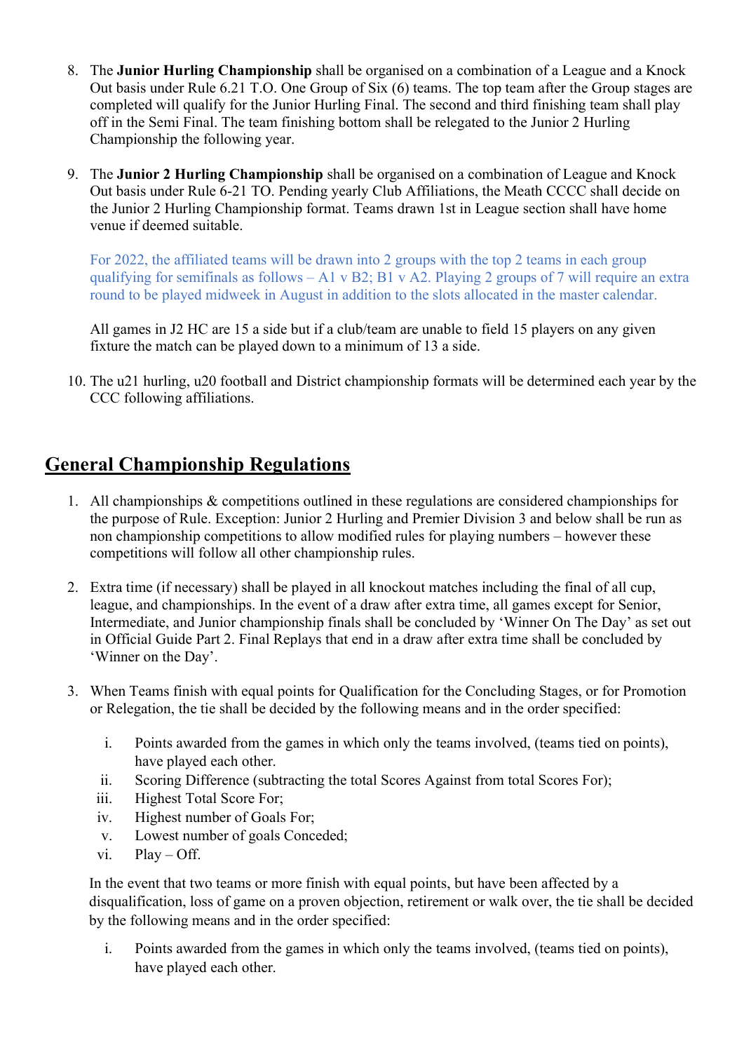8. The **Junior Hurling Championship** shall be organised on a combination of a League and a Knock Out basis under Rule 6.21 T.O. One Group of Six (6) teams. The top team after the Group stages are completed will qualify for the Junior Hurling Final. The second and third finishing team shall play off in the Semi Final. The team finishing bottom shall be relegated to the Junior 2 Hurling Championship the following year.

9. The **Junior 2 Hurling Championship** shall be organised on a combination of League and Knock Out basis under Rule 6-21 TO. Pending yearly Club Affiliations, the Meath CCCC shall decide on the Junior 2 Hurling Championship format. Teams drawn 1st in League section shall have home venue if deemed suitable.

   For 2022, the affiliated teams will be drawn into 2 groups with the top 2 teams in each group qualifying for semifinals as follows – A1 v B2; B1 v A2. Playing 2 groups of 7 will require an extra round to be played midweek in August in addition to the slots allocated in the master calendar.

   All games in J2 HC are 15 a side but if a club/team are unable to field 15 players on any given fixture the match can be played down to a minimum of 13 a side.

10. The u21 hurling, u20 football and District championship formats will be determined each year by the CCC following affiliations.

## General Championship Regulations

1. All championships & competitions outlined in these regulations are considered championships for the purpose of Rule. Exception: Junior 2 Hurling and Premier Division 3 and below shall be run as non championship competitions to allow modified rules for playing numbers – however these competitions will follow all other championship rules.

2. Extra time (if necessary) shall be played in all knockout matches including the final of all cup, league, and championships. In the event of a draw after extra time, all games except for Senior, Intermediate, and Junior championship finals shall be concluded by 'Winner On The Day' as set out in Official Guide Part 2. Final Replays that end in a draw after extra time shall be concluded by 'Winner on the Day'.

3. When Teams finish with equal points for Qualification for the Concluding Stages, or for Promotion or Relegation, the tie shall be decided by the following means and in the order specified:

   i. Points awarded from the games in which only the teams involved, (teams tied on points), have played each other.
   ii. Scoring Difference (subtracting the total Scores Against from total Scores For);
   iii. Highest Total Score For;
   iv. Highest number of Goals For;
   v. Lowest number of goals Conceded;
   vi. Play – Off.

   In the event that two teams or more finish with equal points, but have been affected by a disqualification, loss of game on a proven objection, retirement or walk over, the tie shall be decided by the following means and in the order specified:

   i. Points awarded from the games in which only the teams involved, (teams tied on points), have played each other.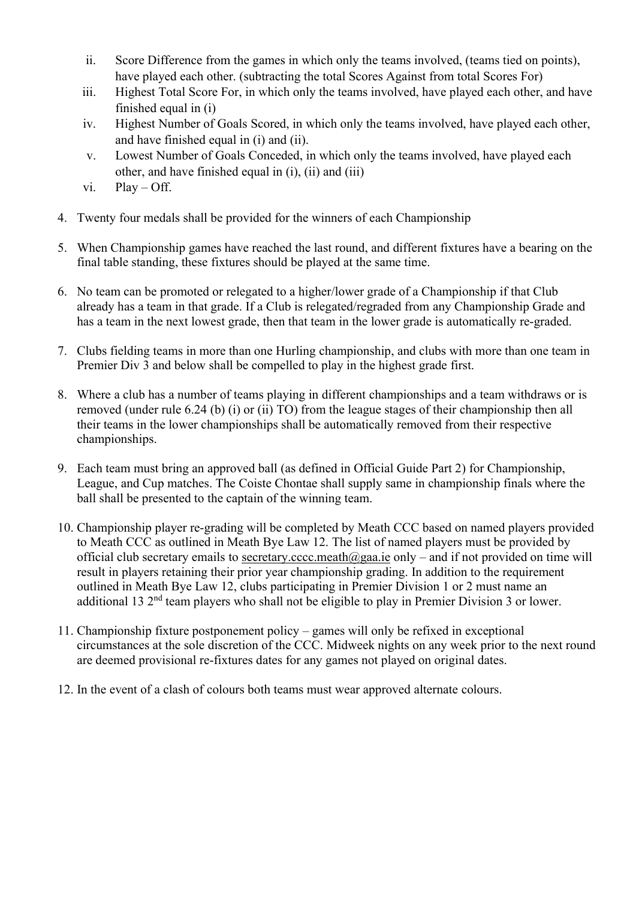ii. Score Difference from the games in which only the teams involved, (teams tied on points), have played each other. (subtracting the total Scores Against from total Scores For)
iii. Highest Total Score For, in which only the teams involved, have played each other, and have finished equal in (i)
iv. Highest Number of Goals Scored, in which only the teams involved, have played each other, and have finished equal in (i) and (ii).
v. Lowest Number of Goals Conceded, in which only the teams involved, have played each other, and have finished equal in (i), (ii) and (iii)
vi. Play – Off.

4. Twenty four medals shall be provided for the winners of each Championship

5. When Championship games have reached the last round, and different fixtures have a bearing on the final table standing, these fixtures should be played at the same time.

6. No team can be promoted or relegated to a higher/lower grade of a Championship if that Club already has a team in that grade. If a Club is relegated/regraded from any Championship Grade and has a team in the next lowest grade, then that team in the lower grade is automatically re-graded.

7. Clubs fielding teams in more than one Hurling championship, and clubs with more than one team in Premier Div 3 and below shall be compelled to play in the highest grade first.

8. Where a club has a number of teams playing in different championships and a team withdraws or is removed (under rule 6.24 (b) (i) or (ii) TO) from the league stages of their championship then all their teams in the lower championships shall be automatically removed from their respective championships.

9. Each team must bring an approved ball (as defined in Official Guide Part 2) for Championship, League, and Cup matches. The Coiste Chontae shall supply same in championship finals where the ball shall be presented to the captain of the winning team.

10. Championship player re-grading will be completed by Meath CCC based on named players provided to Meath CCC as outlined in Meath Bye Law 12. The list of named players must be provided by official club secretary emails to secretary.cccc.meath@gaa.ie only – and if not provided on time will result in players retaining their prior year championship grading. In addition to the requirement outlined in Meath Bye Law 12, clubs participating in Premier Division 1 or 2 must name an additional 13 2nd team players who shall not be eligible to play in Premier Division 3 or lower.

11. Championship fixture postponement policy – games will only be refixed in exceptional circumstances at the sole discretion of the CCC. Midweek nights on any week prior to the next round are deemed provisional re-fixtures dates for any games not played on original dates.

12. In the event of a clash of colours both teams must wear approved alternate colours.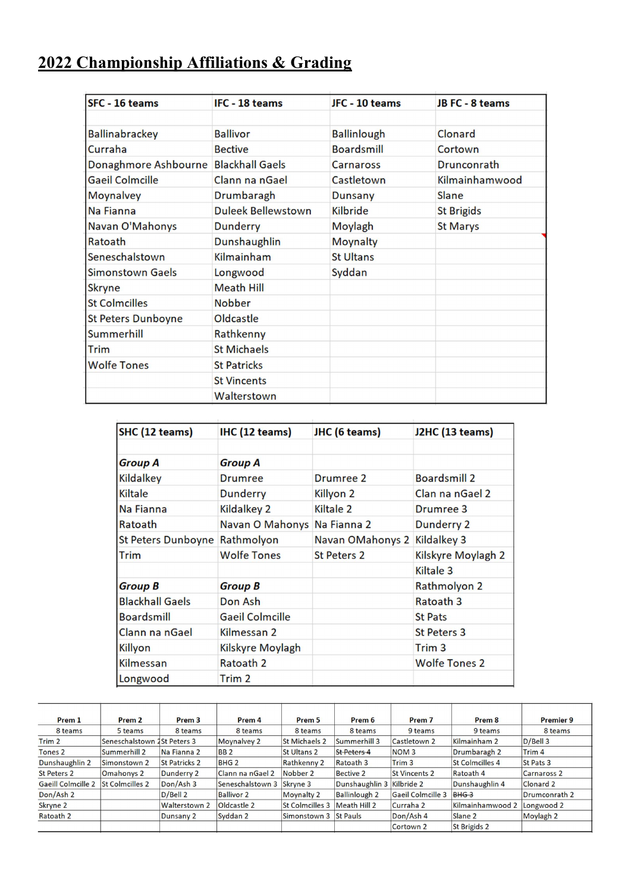# 2022 Championship Affiliations & Grading

| SFC - 16 teams | IFC - 18 teams | JFC - 10 teams | JB FC - 8 teams |
|---|---|---|---|
| | | | |
| Ballinabrackey | Ballivor | Ballinlough | Clonard |
| Curraha | Bective | Boardsmill | Cortown |
| Donaghmore Ashbourne | Blackhall Gaels | Carnaross | Drunconrath |
| Gaeil Colmcille | Clann na nGael | Castletown | Kilmainhamwood |
| Moynalvey | Drumbaragh | Dunsany | Slane |
| Na Fianna | Duleek Bellewstown | Kilbride | St Brigids |
| Navan O'Mahonys | Dunderry | Moyglagh | St Marys |
| Ratoath | Dunshaughlin | Moynalty | |
| Seneschalstown | Kilmainham | St Ultans | |
| Simonstown Gaels | Longwood | Syddan | |
| Skryne | Meath Hill | | |
| St Colmcilles | Nobber | | |
| St Peters Dunboyne | Oldcastle | | |
| Summerhill | Rathkenny | | |
| Trim | St Michaels | | |
| Wolfe Tones | St Patricks | | |
| | St Vincents | | |
| | Walterstown | | |

| SHC (12 teams) | IHC (12 teams) | JHC (6 teams) | J2HC (13 teams) |
|---|---|---|---|
| | | | |
| *Group A* | *Group A* | | |
| Kildalkey | Drumree | Drumree 2 | Boardsmill 2 |
| Kiltale | Dunderry | Killyon 2 | Clan na nGael 2 |
| Na Fianna | Kildalkey 2 | Kiltale 2 | Drumree 3 |
| Ratoath | Navan O Mahonys | Na Fianna 2 | Dunderry 2 |
| St Peters Dunboyne | Rathmolyon | Navan OMahonys 2 | Kildalkey 3 |
| Trim | Wolfe Tones | St Peters 2 | Kilskyre Moylagh 2 |
| | | | Kiltale 3 |
| *Group B* | *Group B* | | Rathmolyon 2 |
| Blackhall Gaels | Don Ash | | Ratoath 3 |
| Boardsmill | Gaeil Colmcille | | St Pats |
| Clann na nGael | Kilmessan 2 | | St Peters 3 |
| Killyon | Kilskyre Moylagh | | Trim 3 |
| Kilmessan | Ratoath 2 | | Wolfe Tones 2 |
| Longwood | Trim 2 | | |

| Prem 1 | Prem 2 | Prem 3 | Prem 4 | Prem 5 | Prem 6 | Prem 7 | Prem 8 | Premier 9 |
|---|---|---|---|---|---|---|---|---|
| 8 teams | 5 teams | 8 teams | 8 teams | 8 teams | 8 teams | 9 teams | 9 teams | 8 teams |
| Trim 2 | Seneschalstown 2 | St Peters 3 | Moynalvey 2 | St Michaels 2 | Summerhill 3 | Castletown 2 | Kilmainham 2 | D/Bell 3 |
| Tones 2 | Summerhill 2 | Na Fianna 2 | BB 2 | St Ultans 2 | ~~St Peters 4~~ | NOM 3 | Drumbaragh 2 | Trim 4 |
| Dunshaughlin 2 | Simonstown 2 | St Patricks 2 | BHG 2 | Rathkenny 2 | Ratoath 3 | Trim 3 | St Colmcilles 4 | St Pats 3 |
| St Peters 2 | Omahonys 2 | Dunderry 2 | Clann na nGael 2 | Nobber 2 | Bective 2 | St Vincents 2 | Ratoath 4 | Carnaross 2 |
| Gaeill Colmcille 2 | St Colmcilles 2 | Don/Ash 3 | Seneschalstown 3 | Skryne 3 | Dunshaughlin 3 | Kilbride 2 | Dunshaughlin 4 | Clonard 2 |
| Don/Ash 2 | | D/Bell 2 | Ballivor 2 | Moynalty 2 | Ballinlough 2 | Gaeil Colmcille 3 | ~~BHG 3~~ | Drumconrath 2 |
| Skryne 2 | | Walterstown 2 | Oldcastle 2 | St Colmcilles 3 | Meath Hill 2 | Curraha 2 | Kilmainhamwood 2 | Longwood 2 |
| Ratoath 2 | | Dunsany 2 | Syddan 2 | Simonstown 3 | St Pauls | Don/Ash 4 | Slane 2 | Moylagh 2 |
| | | | | | | Cortown 2 | St Brigids 2 | |